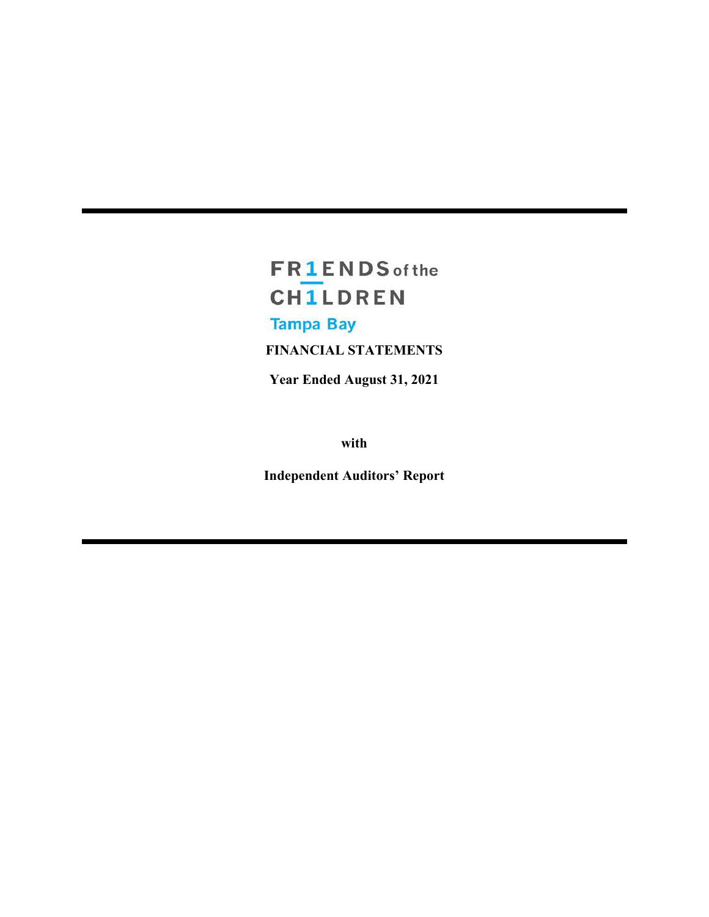# FRIENDS of the CHILDREN

## Tampa Bay

**FINANCIAL STATEMENTS**

**Year Ended August 31, 2021**

**with**

**Independent Auditors' Report**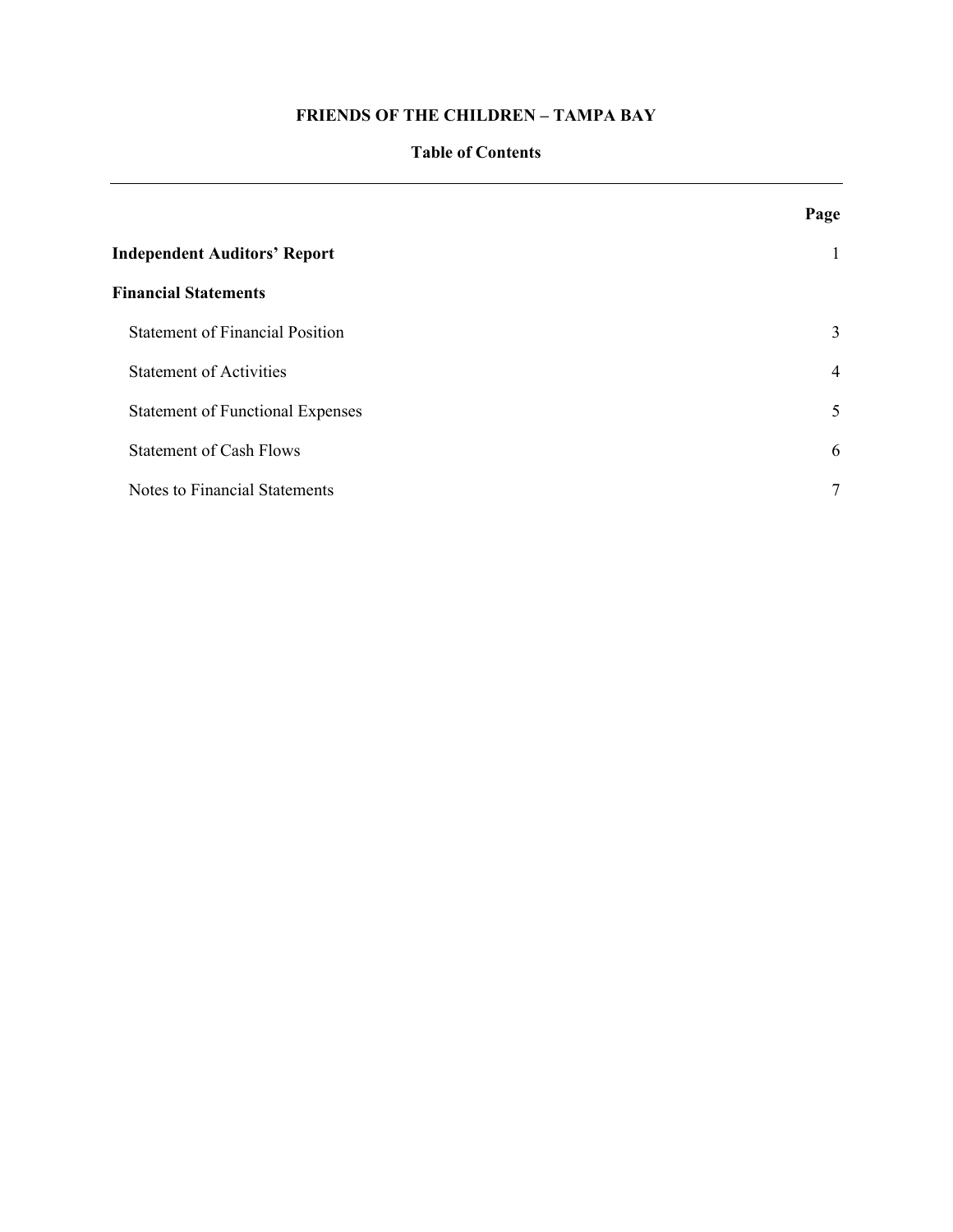# FRIENDS OF THE CHILDREN – TAMPA BAY

## Table of Contents

| | Page |
|---|---|
| **Independent Auditors' Report** | 1 |
| **Financial Statements** | |
| Statement of Financial Position | 3 |
| Statement of Activities | 4 |
| Statement of Functional Expenses | 5 |
| Statement of Cash Flows | 6 |
| Notes to Financial Statements | 7 |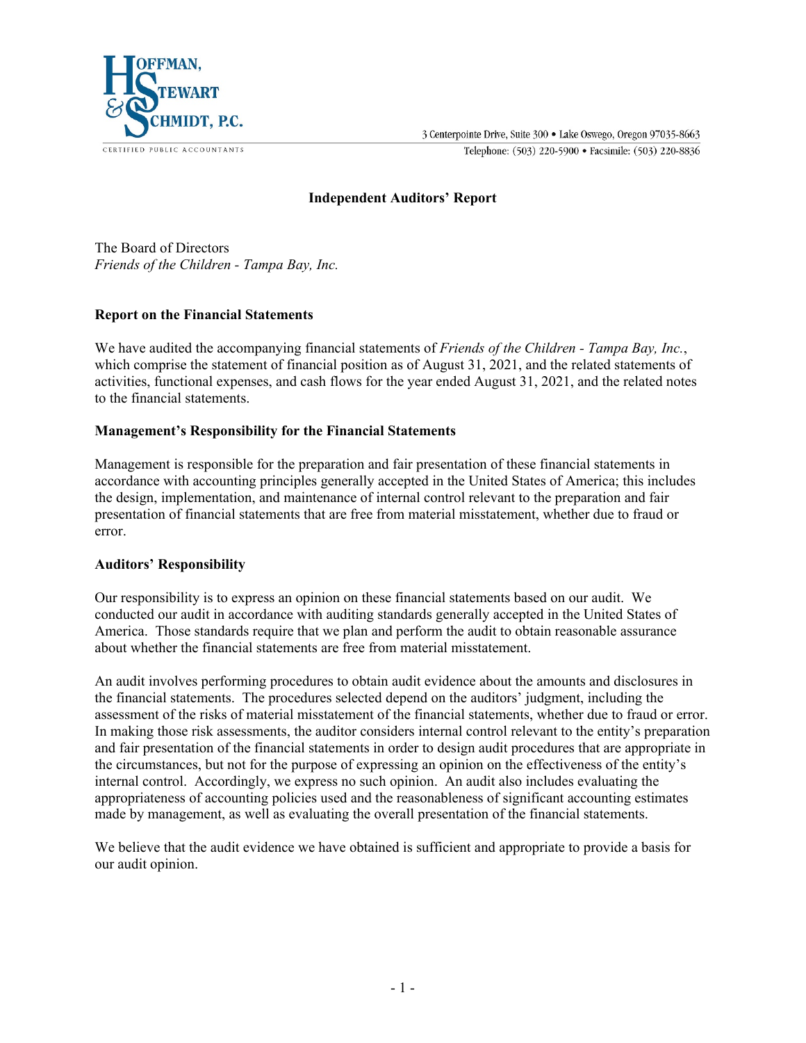HOFFMAN, STEWART & SCHMIDT, P.C.

CERTIFIED PUBLIC ACCOUNTANTS

3 Centerpointe Drive, Suite 300 • Lake Oswego, Oregon 97035-8663
Telephone: (503) 220-5900 • Facsimile: (503) 220-8836

## Independent Auditors' Report

The Board of Directors
*Friends of the Children - Tampa Bay, Inc.*

### Report on the Financial Statements

We have audited the accompanying financial statements of *Friends of the Children - Tampa Bay, Inc.*, which comprise the statement of financial position as of August 31, 2021, and the related statements of activities, functional expenses, and cash flows for the year ended August 31, 2021, and the related notes to the financial statements.

### Management's Responsibility for the Financial Statements

Management is responsible for the preparation and fair presentation of these financial statements in accordance with accounting principles generally accepted in the United States of America; this includes the design, implementation, and maintenance of internal control relevant to the preparation and fair presentation of financial statements that are free from material misstatement, whether due to fraud or error.

### Auditors' Responsibility

Our responsibility is to express an opinion on these financial statements based on our audit. We conducted our audit in accordance with auditing standards generally accepted in the United States of America. Those standards require that we plan and perform the audit to obtain reasonable assurance about whether the financial statements are free from material misstatement.

An audit involves performing procedures to obtain audit evidence about the amounts and disclosures in the financial statements. The procedures selected depend on the auditors' judgment, including the assessment of the risks of material misstatement of the financial statements, whether due to fraud or error. In making those risk assessments, the auditor considers internal control relevant to the entity's preparation and fair presentation of the financial statements in order to design audit procedures that are appropriate in the circumstances, but not for the purpose of expressing an opinion on the effectiveness of the entity's internal control. Accordingly, we express no such opinion. An audit also includes evaluating the appropriateness of accounting policies used and the reasonableness of significant accounting estimates made by management, as well as evaluating the overall presentation of the financial statements.

We believe that the audit evidence we have obtained is sufficient and appropriate to provide a basis for our audit opinion.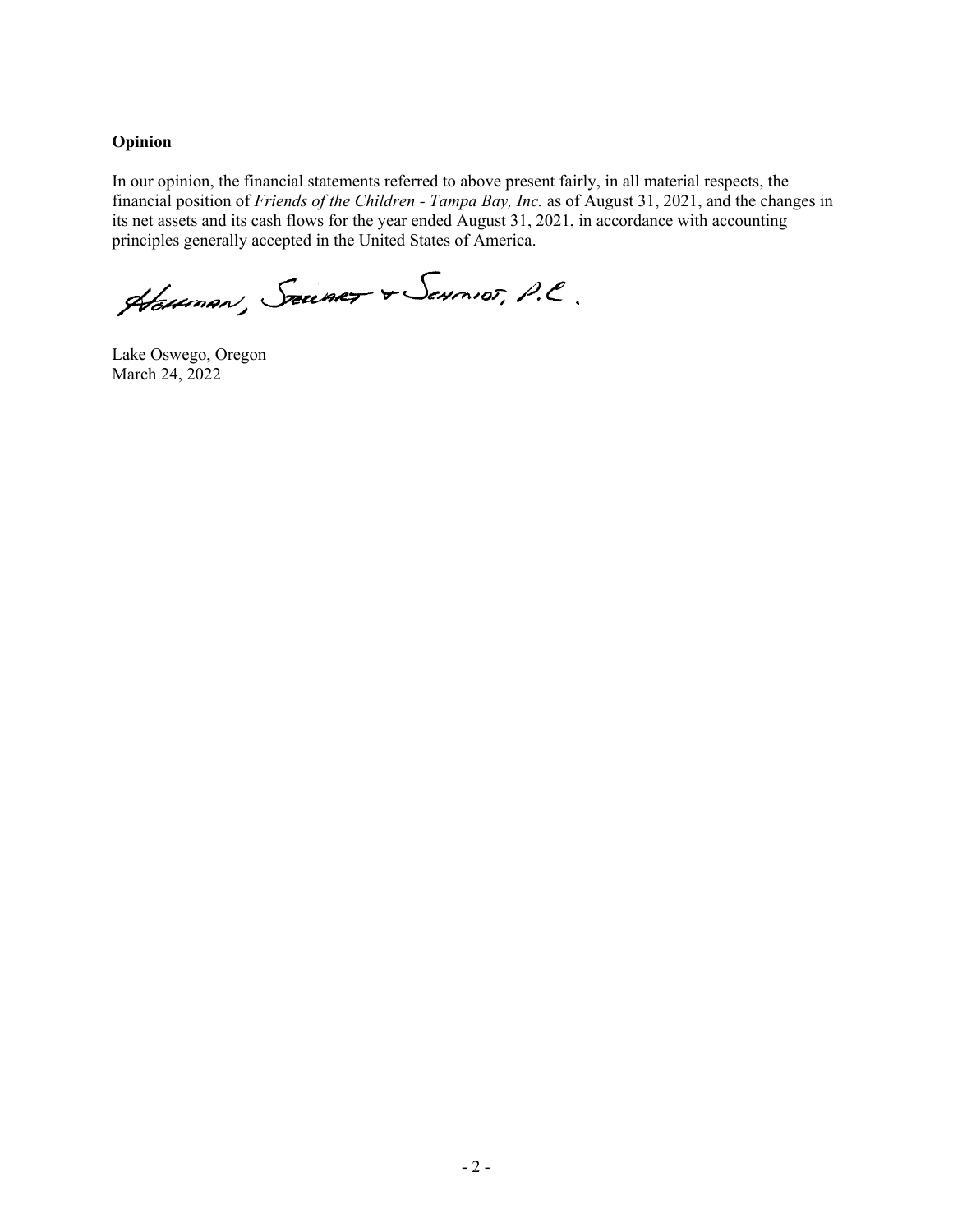### Opinion

In our opinion, the financial statements referred to above present fairly, in all material respects, the financial position of *Friends of the Children - Tampa Bay, Inc.* as of August 31, 2021, and the changes in its net assets and its cash flows for the year ended August 31, 2021, in accordance with accounting principles generally accepted in the United States of America.

Hoffman, Stewart & Schmidt, P.C.

Lake Oswego, Oregon
March 24, 2022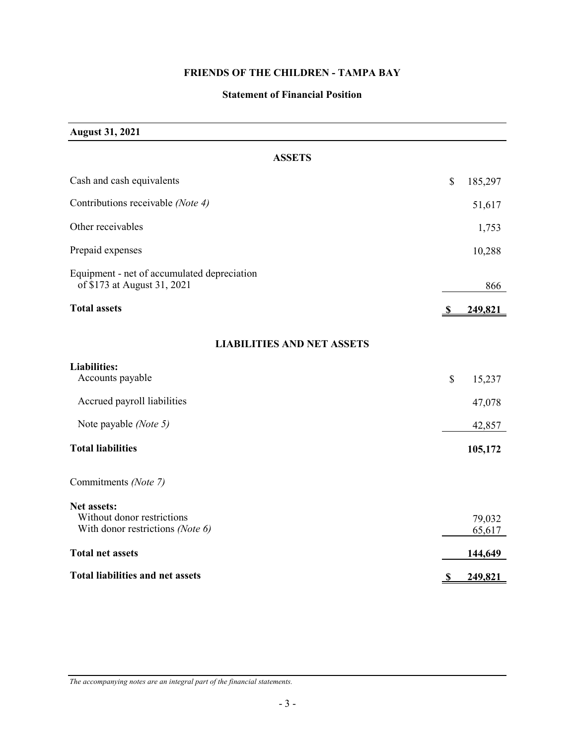# FRIENDS OF THE CHILDREN - TAMPA BAY

## Statement of Financial Position

| **August 31, 2021** | |
|---|---|
| **ASSETS** | |
| Cash and cash equivalents | $ 185,297 |
| Contributions receivable *(Note 4)* | 51,617 |
| Other receivables | 1,753 |
| Prepaid expenses | 10,288 |
| Equipment - net of accumulated depreciation of $173 at August 31, 2021 | 866 |
| **Total assets** | **$ 249,821** |
| **LIABILITIES AND NET ASSETS** | |
| **Liabilities:** | |
| Accounts payable | $ 15,237 |
| Accrued payroll liabilities | 47,078 |
| Note payable *(Note 5)* | 42,857 |
| **Total liabilities** | **105,172** |
| Commitments *(Note 7)* | |
| **Net assets:** | |
| Without donor restrictions | 79,032 |
| With donor restrictions *(Note 6)* | 65,617 |
| **Total net assets** | **144,649** |
| **Total liabilities and net assets** | **$ 249,821** |

*The accompanying notes are an integral part of the financial statements.*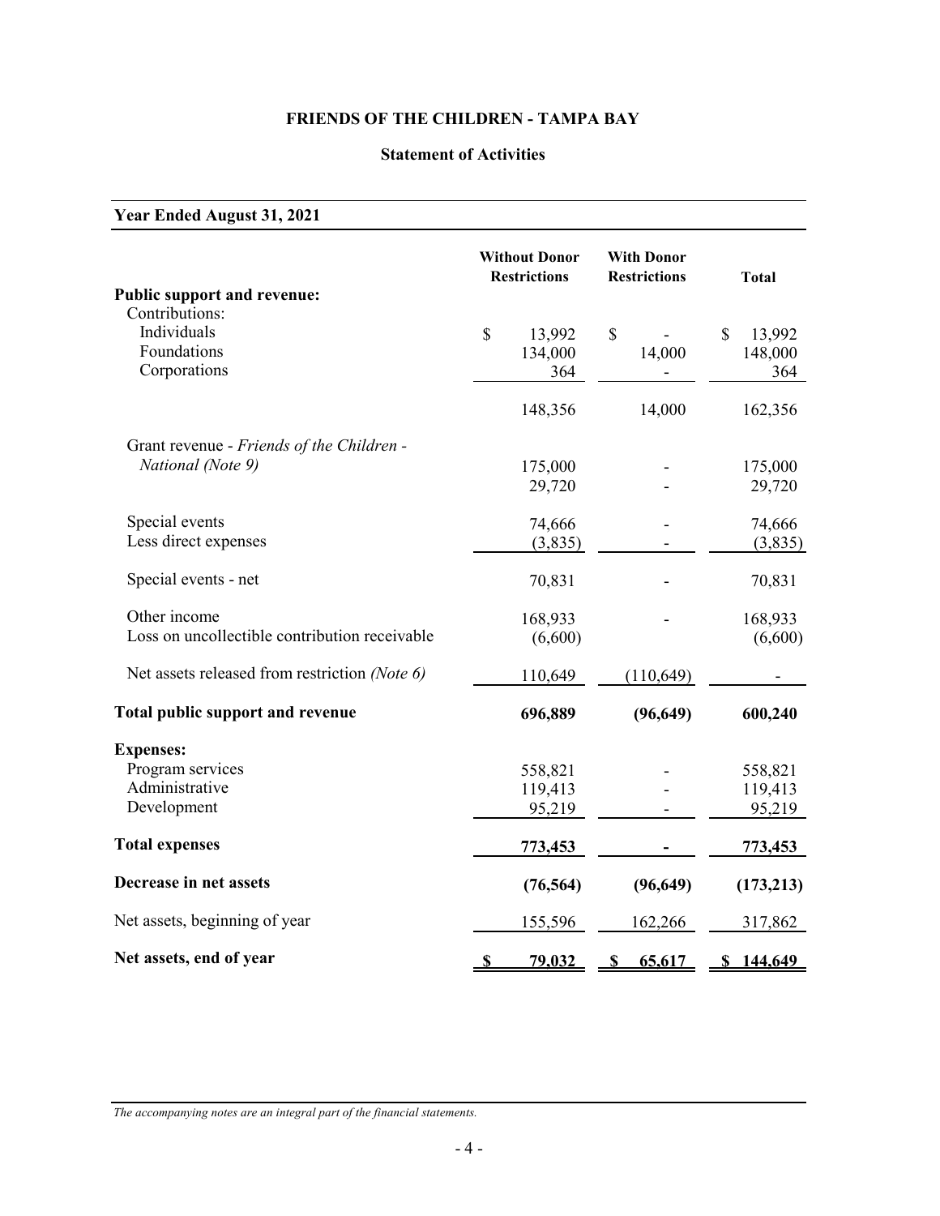# FRIENDS OF THE CHILDREN - TAMPA BAY

## Statement of Activities

**Year Ended August 31, 2021**

| | Without Donor Restrictions | With Donor Restrictions | Total |
|---|---|---|---|
| **Public support and revenue:** | | | |
| Contributions: | | | |
| Individuals | $ 13,992 | $ - | $ 13,992 |
| Foundations | 134,000 | 14,000 | 148,000 |
| Corporations | 364 | - | 364 |
| | 148,356 | 14,000 | 162,356 |
| Grant revenue - *Friends of the Children - National (Note 9)* | 175,000 | - | 175,000 |
| | 29,720 | - | 29,720 |
| Special events | 74,666 | - | 74,666 |
| Less direct expenses | (3,835) | - | (3,835) |
| Special events - net | 70,831 | - | 70,831 |
| Other income | 168,933 | - | 168,933 |
| Loss on uncollectible contribution receivable | (6,600) | | (6,600) |
| Net assets released from restriction *(Note 6)* | 110,649 | (110,649) | - |
| **Total public support and revenue** | **696,889** | **(96,649)** | **600,240** |
| **Expenses:** | | | |
| Program services | 558,821 | - | 558,821 |
| Administrative | 119,413 | - | 119,413 |
| Development | 95,219 | - | 95,219 |
| **Total expenses** | **773,453** | **-** | **773,453** |
| **Decrease in net assets** | **(76,564)** | **(96,649)** | **(173,213)** |
| Net assets, beginning of year | 155,596 | 162,266 | 317,862 |
| **Net assets, end of year** | **$ 79,032** | **$ 65,617** | **$ 144,649** |

*The accompanying notes are an integral part of the financial statements.*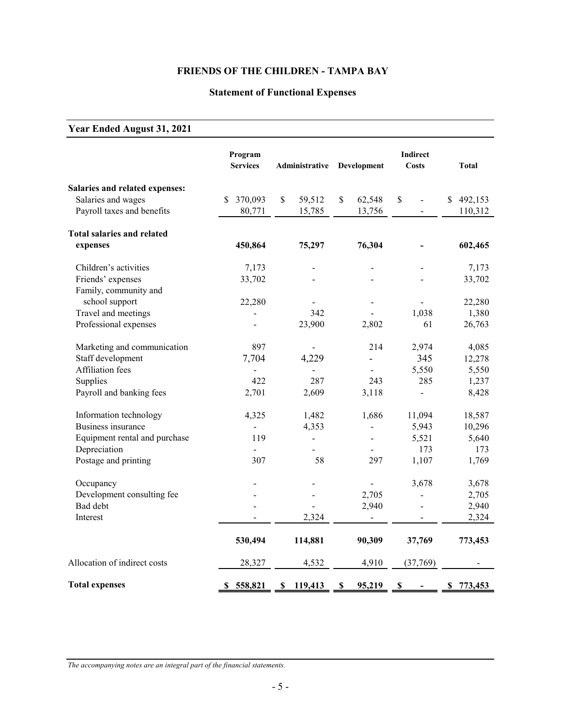# FRIENDS OF THE CHILDREN - TAMPA BAY

## Statement of Functional Expenses

### Year Ended August 31, 2021

| | Program Services | Administrative | Development | Indirect Costs | Total |
|---|---|---|---|---|---|
| **Salaries and related expenses:** | | | | | |
| Salaries and wages | $ 370,093 | $ 59,512 | $ 62,548 | $ - | $ 492,153 |
| Payroll taxes and benefits | 80,771 | 15,785 | 13,756 | - | 110,312 |
| **Total salaries and related expenses** | **450,864** | **75,297** | **76,304** | **-** | **602,465** |
| Children's activities | 7,173 | - | - | - | 7,173 |
| Friends' expenses | 33,702 | - | - | - | 33,702 |
| Family, community and school support | 22,280 | - | - | - | 22,280 |
| Travel and meetings | - | 342 | - | 1,038 | 1,380 |
| Professional expenses | - | 23,900 | 2,802 | 61 | 26,763 |
| Marketing and communication | 897 | - | 214 | 2,974 | 4,085 |
| Staff development | 7,704 | 4,229 | - | 345 | 12,278 |
| Affiliation fees | - | - | - | 5,550 | 5,550 |
| Supplies | 422 | 287 | 243 | 285 | 1,237 |
| Payroll and banking fees | 2,701 | 2,609 | 3,118 | - | 8,428 |
| Information technology | 4,325 | 1,482 | 1,686 | 11,094 | 18,587 |
| Business insurance | - | 4,353 | - | 5,943 | 10,296 |
| Equipment rental and purchase | 119 | - | - | 5,521 | 5,640 |
| Depreciation | - | - | - | 173 | 173 |
| Postage and printing | 307 | 58 | 297 | 1,107 | 1,769 |
| Occupancy | - | - | - | 3,678 | 3,678 |
| Development consulting fee | - | - | 2,705 | - | 2,705 |
| Bad debt | - | - | 2,940 | - | 2,940 |
| Interest | - | 2,324 | - | - | 2,324 |
| | **530,494** | **114,881** | **90,309** | **37,769** | **773,453** |
| Allocation of indirect costs | 28,327 | 4,532 | 4,910 | (37,769) | - |
| **Total expenses** | **$ 558,821** | **$ 119,413** | **$ 95,219** | **$ -** | **$ 773,453** |

*The accompanying notes are an integral part of the financial statements.*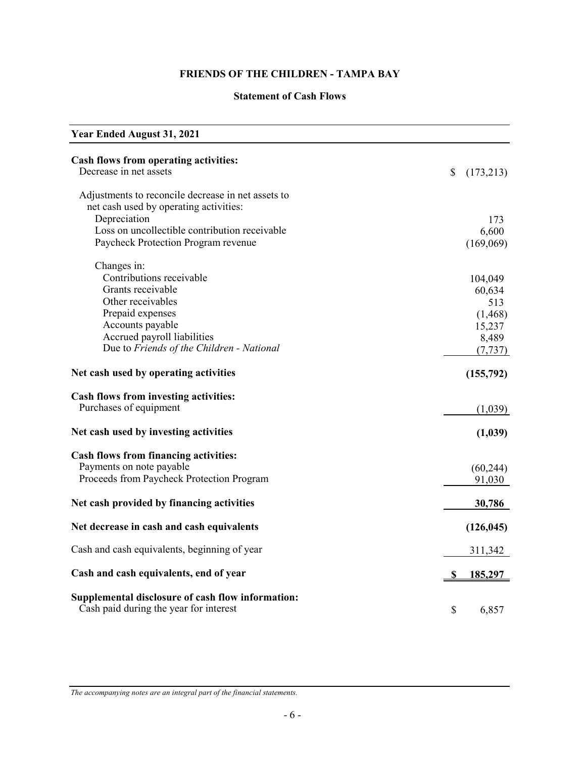# FRIENDS OF THE CHILDREN - TAMPA BAY

## Statement of Cash Flows

| Year Ended August 31, 2021 | |
|---|---|
| **Cash flows from operating activities:** | |
| Decrease in net assets | $ (173,213) |
| Adjustments to reconcile decrease in net assets to net cash used by operating activities: | |
| Depreciation | 173 |
| Loss on uncollectible contribution receivable | 6,600 |
| Paycheck Protection Program revenue | (169,069) |
| Changes in: | |
| Contributions receivable | 104,049 |
| Grants receivable | 60,634 |
| Other receivables | 513 |
| Prepaid expenses | (1,468) |
| Accounts payable | 15,237 |
| Accrued payroll liabilities | 8,489 |
| Due to *Friends of the Children - National* | (7,737) |
| **Net cash used by operating activities** | **(155,792)** |
| **Cash flows from investing activities:** | |
| Purchases of equipment | (1,039) |
| **Net cash used by investing activities** | **(1,039)** |
| **Cash flows from financing activities:** | |
| Payments on note payable | (60,244) |
| Proceeds from Paycheck Protection Program | 91,030 |
| **Net cash provided by financing activities** | **30,786** |
| **Net decrease in cash and cash equivalents** | **(126,045)** |
| Cash and cash equivalents, beginning of year | 311,342 |
| **Cash and cash equivalents, end of year** | **$ 185,297** |
| **Supplemental disclosure of cash flow information:** | |
| Cash paid during the year for interest | $ 6,857 |

*The accompanying notes are an integral part of the financial statements.*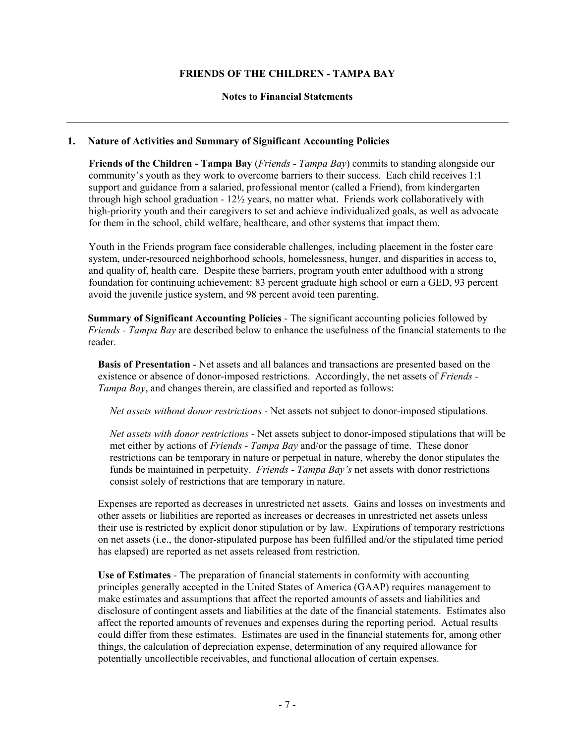# FRIENDS OF THE CHILDREN - TAMPA BAY

## Notes to Financial Statements

### 1. Nature of Activities and Summary of Significant Accounting Policies

**Friends of the Children - Tampa Bay** (*Friends - Tampa Bay*) commits to standing alongside our community's youth as they work to overcome barriers to their success. Each child receives 1:1 support and guidance from a salaried, professional mentor (called a Friend), from kindergarten through high school graduation - 12½ years, no matter what. Friends work collaboratively with high-priority youth and their caregivers to set and achieve individualized goals, as well as advocate for them in the school, child welfare, healthcare, and other systems that impact them.

Youth in the Friends program face considerable challenges, including placement in the foster care system, under-resourced neighborhood schools, homelessness, hunger, and disparities in access to, and quality of, health care. Despite these barriers, program youth enter adulthood with a strong foundation for continuing achievement: 83 percent graduate high school or earn a GED, 93 percent avoid the juvenile justice system, and 98 percent avoid teen parenting.

**Summary of Significant Accounting Policies** - The significant accounting policies followed by *Friends - Tampa Bay* are described below to enhance the usefulness of the financial statements to the reader.

**Basis of Presentation** - Net assets and all balances and transactions are presented based on the existence or absence of donor-imposed restrictions. Accordingly, the net assets of *Friends - Tampa Bay*, and changes therein, are classified and reported as follows:

*Net assets without donor restrictions* - Net assets not subject to donor-imposed stipulations.

*Net assets with donor restrictions* - Net assets subject to donor-imposed stipulations that will be met either by actions of *Friends - Tampa Bay* and/or the passage of time. These donor restrictions can be temporary in nature or perpetual in nature, whereby the donor stipulates the funds be maintained in perpetuity. *Friends - Tampa Bay's* net assets with donor restrictions consist solely of restrictions that are temporary in nature.

Expenses are reported as decreases in unrestricted net assets. Gains and losses on investments and other assets or liabilities are reported as increases or decreases in unrestricted net assets unless their use is restricted by explicit donor stipulation or by law. Expirations of temporary restrictions on net assets (i.e., the donor-stipulated purpose has been fulfilled and/or the stipulated time period has elapsed) are reported as net assets released from restriction.

**Use of Estimates** - The preparation of financial statements in conformity with accounting principles generally accepted in the United States of America (GAAP) requires management to make estimates and assumptions that affect the reported amounts of assets and liabilities and disclosure of contingent assets and liabilities at the date of the financial statements. Estimates also affect the reported amounts of revenues and expenses during the reporting period. Actual results could differ from these estimates. Estimates are used in the financial statements for, among other things, the calculation of depreciation expense, determination of any required allowance for potentially uncollectible receivables, and functional allocation of certain expenses.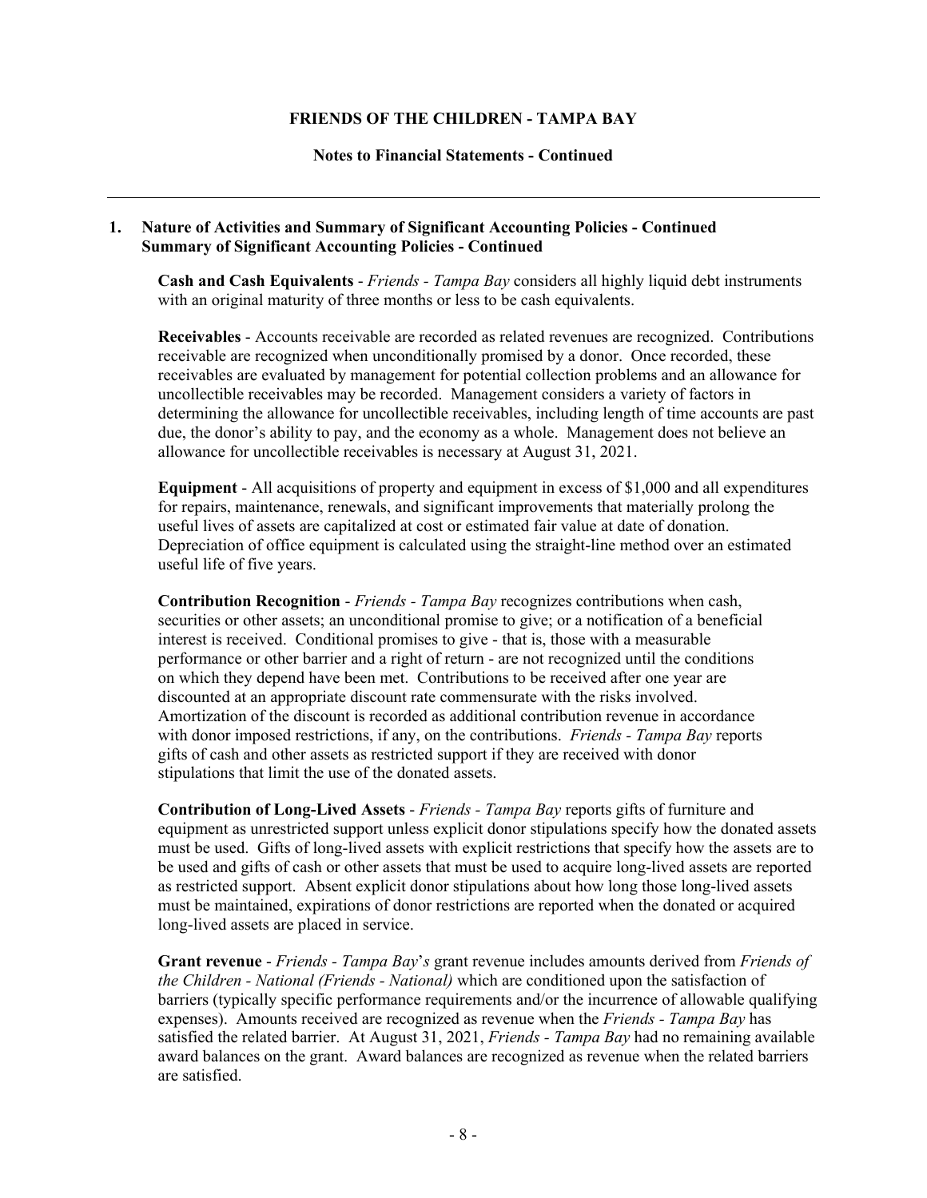**FRIENDS OF THE CHILDREN - TAMPA BAY**

**Notes to Financial Statements - Continued**

---

**1. Nature of Activities and Summary of Significant Accounting Policies - Continued**
**Summary of Significant Accounting Policies - Continued**

**Cash and Cash Equivalents** - *Friends - Tampa Bay* considers all highly liquid debt instruments with an original maturity of three months or less to be cash equivalents.

**Receivables** - Accounts receivable are recorded as related revenues are recognized. Contributions receivable are recognized when unconditionally promised by a donor. Once recorded, these receivables are evaluated by management for potential collection problems and an allowance for uncollectible receivables may be recorded. Management considers a variety of factors in determining the allowance for uncollectible receivables, including length of time accounts are past due, the donor's ability to pay, and the economy as a whole. Management does not believe an allowance for uncollectible receivables is necessary at August 31, 2021.

**Equipment** - All acquisitions of property and equipment in excess of $1,000 and all expenditures for repairs, maintenance, renewals, and significant improvements that materially prolong the useful lives of assets are capitalized at cost or estimated fair value at date of donation. Depreciation of office equipment is calculated using the straight-line method over an estimated useful life of five years.

**Contribution Recognition** - *Friends - Tampa Bay* recognizes contributions when cash, securities or other assets; an unconditional promise to give; or a notification of a beneficial interest is received. Conditional promises to give - that is, those with a measurable performance or other barrier and a right of return - are not recognized until the conditions on which they depend have been met. Contributions to be received after one year are discounted at an appropriate discount rate commensurate with the risks involved. Amortization of the discount is recorded as additional contribution revenue in accordance with donor imposed restrictions, if any, on the contributions. *Friends - Tampa Bay* reports gifts of cash and other assets as restricted support if they are received with donor stipulations that limit the use of the donated assets.

**Contribution of Long-Lived Assets** - *Friends - Tampa Bay* reports gifts of furniture and equipment as unrestricted support unless explicit donor stipulations specify how the donated assets must be used. Gifts of long-lived assets with explicit restrictions that specify how the assets are to be used and gifts of cash or other assets that must be used to acquire long-lived assets are reported as restricted support. Absent explicit donor stipulations about how long those long-lived assets must be maintained, expirations of donor restrictions are reported when the donated or acquired long-lived assets are placed in service.

**Grant revenue** - *Friends - Tampa Bay's* grant revenue includes amounts derived from *Friends of the Children - National (Friends - National)* which are conditioned upon the satisfaction of barriers (typically specific performance requirements and/or the incurrence of allowable qualifying expenses). Amounts received are recognized as revenue when the *Friends - Tampa Bay* has satisfied the related barrier. At August 31, 2021, *Friends - Tampa Bay* had no remaining available award balances on the grant. Award balances are recognized as revenue when the related barriers are satisfied.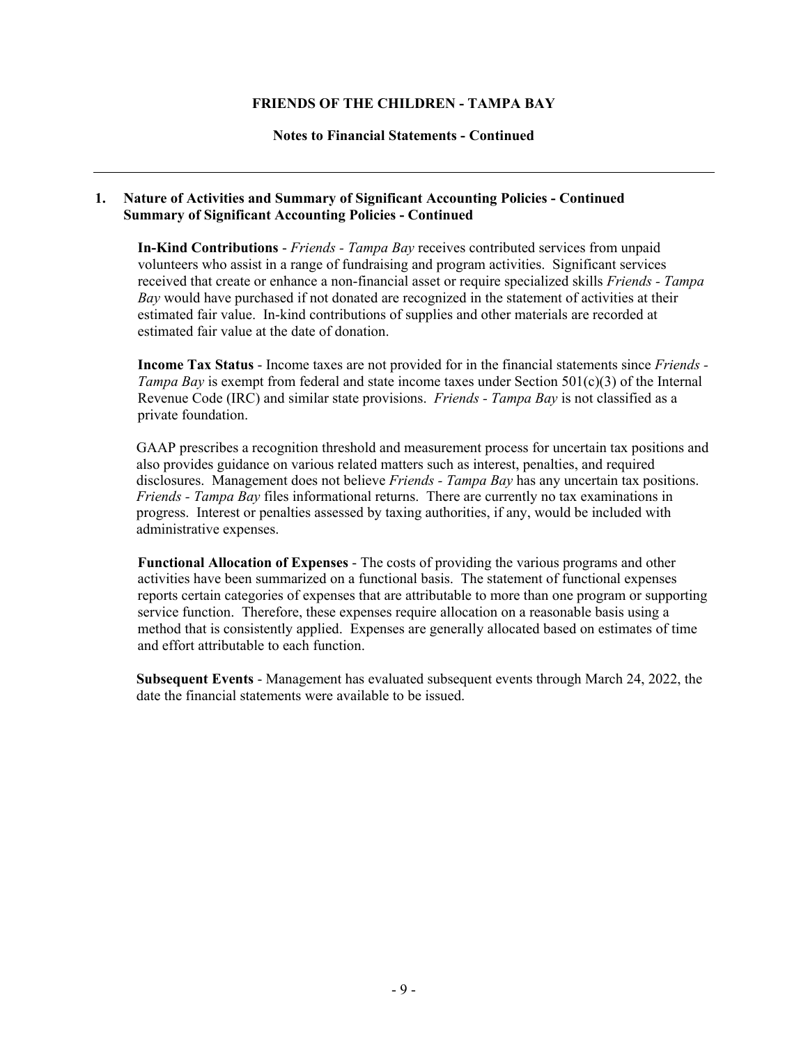## 1. Nature of Activities and Summary of Significant Accounting Policies - Continued
### Summary of Significant Accounting Policies - Continued

**In-Kind Contributions** - *Friends - Tampa Bay* receives contributed services from unpaid volunteers who assist in a range of fundraising and program activities. Significant services received that create or enhance a non-financial asset or require specialized skills *Friends - Tampa Bay* would have purchased if not donated are recognized in the statement of activities at their estimated fair value. In-kind contributions of supplies and other materials are recorded at estimated fair value at the date of donation.

**Income Tax Status** - Income taxes are not provided for in the financial statements since *Friends - Tampa Bay* is exempt from federal and state income taxes under Section 501(c)(3) of the Internal Revenue Code (IRC) and similar state provisions. *Friends - Tampa Bay* is not classified as a private foundation.

GAAP prescribes a recognition threshold and measurement process for uncertain tax positions and also provides guidance on various related matters such as interest, penalties, and required disclosures. Management does not believe *Friends - Tampa Bay* has any uncertain tax positions. *Friends - Tampa Bay* files informational returns. There are currently no tax examinations in progress. Interest or penalties assessed by taxing authorities, if any, would be included with administrative expenses.

**Functional Allocation of Expenses** - The costs of providing the various programs and other activities have been summarized on a functional basis. The statement of functional expenses reports certain categories of expenses that are attributable to more than one program or supporting service function. Therefore, these expenses require allocation on a reasonable basis using a method that is consistently applied. Expenses are generally allocated based on estimates of time and effort attributable to each function.

**Subsequent Events** - Management has evaluated subsequent events through March 24, 2022, the date the financial statements were available to be issued.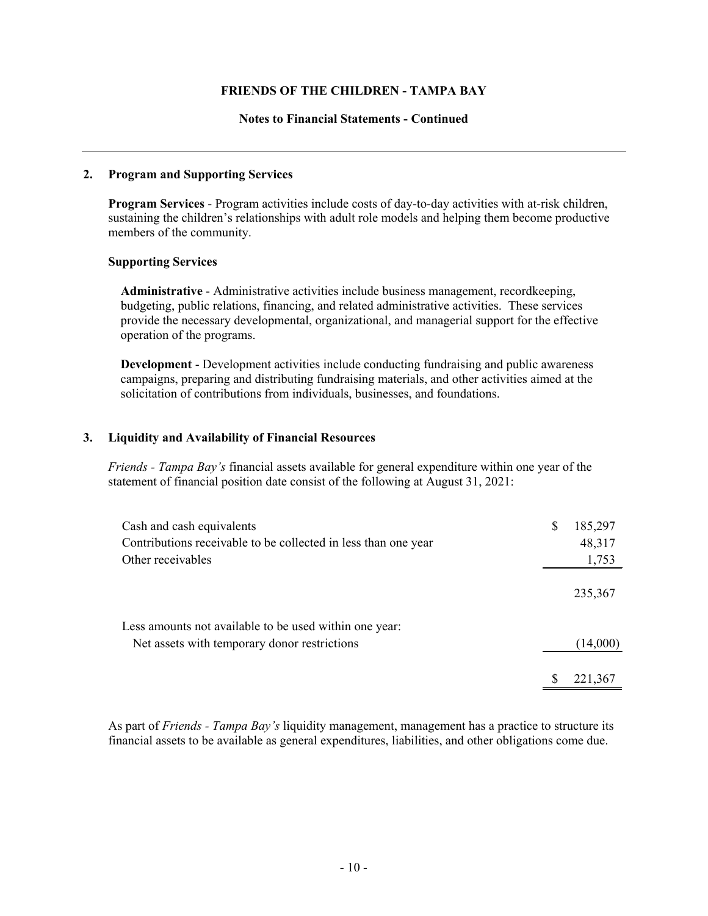## 2. Program and Supporting Services

**Program Services** - Program activities include costs of day-to-day activities with at-risk children, sustaining the children's relationships with adult role models and helping them become productive members of the community.

**Supporting Services**

**Administrative** - Administrative activities include business management, recordkeeping, budgeting, public relations, financing, and related administrative activities. These services provide the necessary developmental, organizational, and managerial support for the effective operation of the programs.

**Development** - Development activities include conducting fundraising and public awareness campaigns, preparing and distributing fundraising materials, and other activities aimed at the solicitation of contributions from individuals, businesses, and foundations.

## 3. Liquidity and Availability of Financial Resources

*Friends - Tampa Bay's* financial assets available for general expenditure within one year of the statement of financial position date consist of the following at August 31, 2021:

| | |
|---|---|
| Cash and cash equivalents | $ 185,297 |
| Contributions receivable to be collected in less than one year | 48,317 |
| Other receivables | 1,753 |
| | 235,367 |
| Less amounts not available to be used within one year: | |
| Net assets with temporary donor restrictions | (14,000) |
| | $ 221,367 |

As part of *Friends - Tampa Bay's* liquidity management, management has a practice to structure its financial assets to be available as general expenditures, liabilities, and other obligations come due.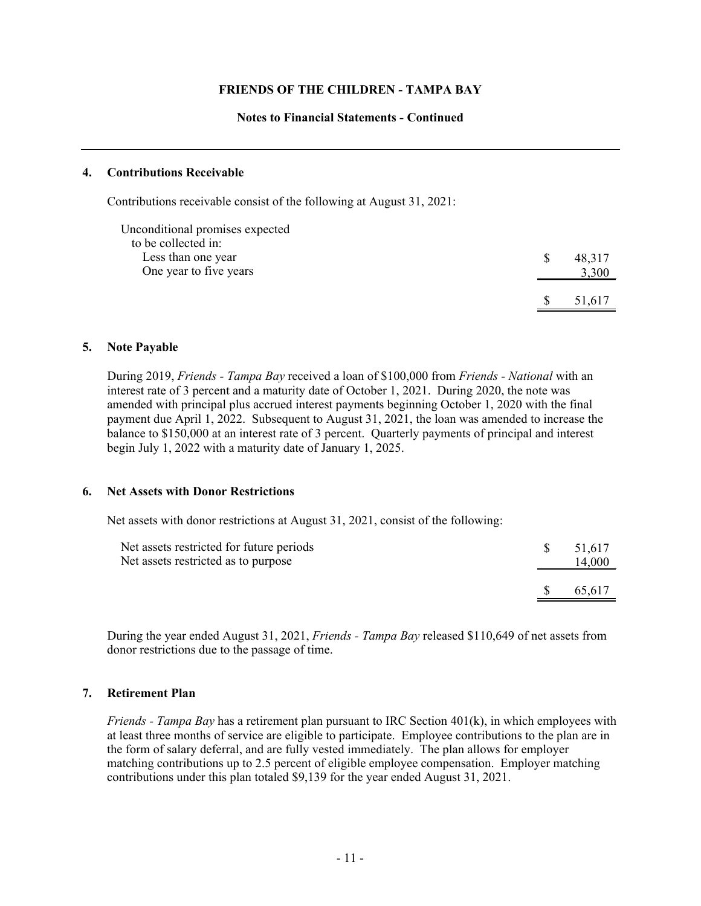## 4. Contributions Receivable

Contributions receivable consist of the following at August 31, 2021:

| | |
|---|---|
| Unconditional promises expected to be collected in: | |
| Less than one year | $ 48,317 |
| One year to five years | 3,300 |
| | $ 51,617 |

## 5. Note Payable

During 2019, *Friends - Tampa Bay* received a loan of $100,000 from *Friends - National* with an interest rate of 3 percent and a maturity date of October 1, 2021. During 2020, the note was amended with principal plus accrued interest payments beginning October 1, 2020 with the final payment due April 1, 2022. Subsequent to August 31, 2021, the loan was amended to increase the balance to $150,000 at an interest rate of 3 percent. Quarterly payments of principal and interest begin July 1, 2022 with a maturity date of January 1, 2025.

## 6. Net Assets with Donor Restrictions

Net assets with donor restrictions at August 31, 2021, consist of the following:

| | |
|---|---|
| Net assets restricted for future periods | $ 51,617 |
| Net assets restricted as to purpose | 14,000 |
| | $ 65,617 |

During the year ended August 31, 2021, *Friends - Tampa Bay* released $110,649 of net assets from donor restrictions due to the passage of time.

## 7. Retirement Plan

*Friends - Tampa Bay* has a retirement plan pursuant to IRC Section 401(k), in which employees with at least three months of service are eligible to participate. Employee contributions to the plan are in the form of salary deferral, and are fully vested immediately. The plan allows for employer matching contributions up to 2.5 percent of eligible employee compensation. Employer matching contributions under this plan totaled $9,139 for the year ended August 31, 2021.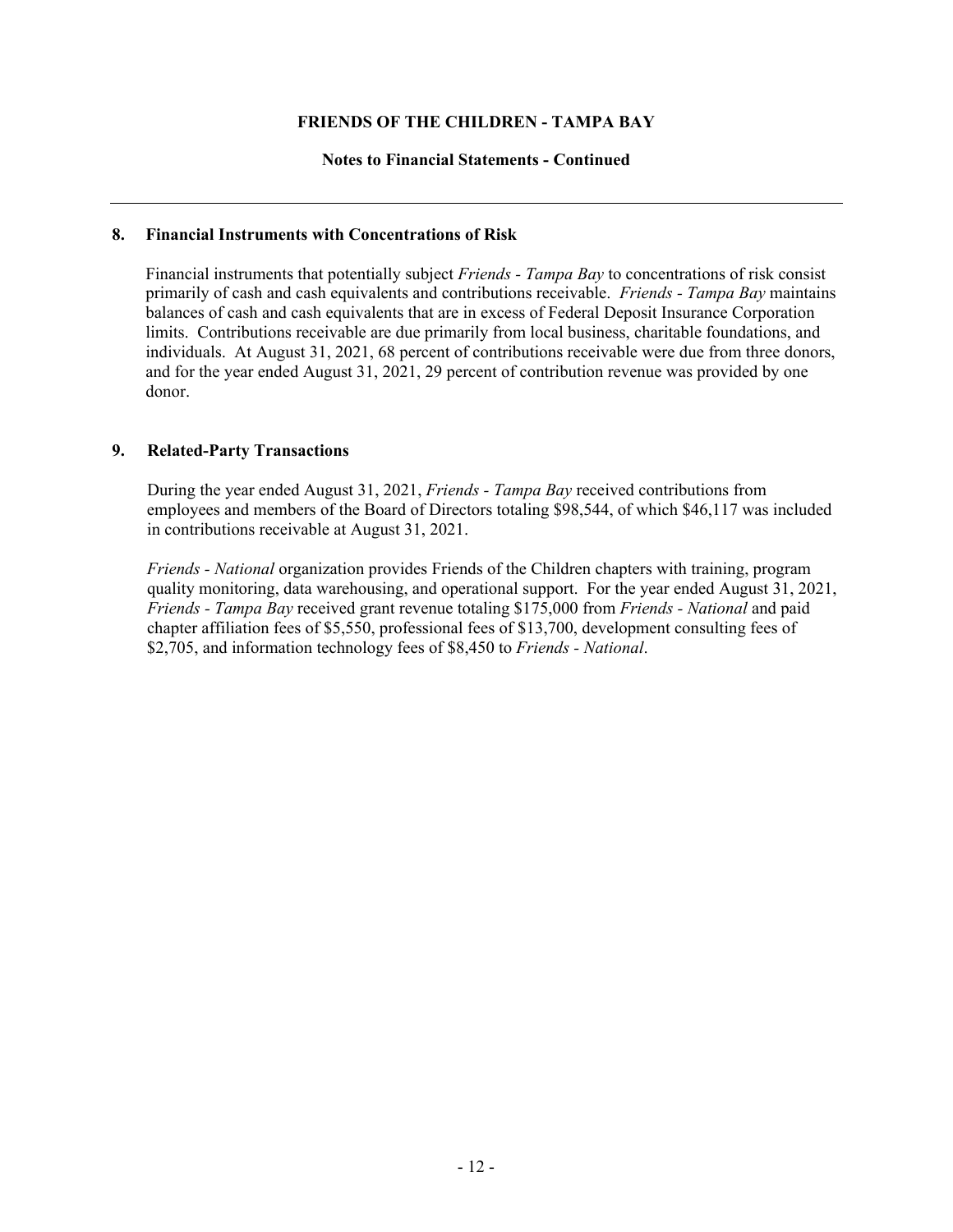# FRIENDS OF THE CHILDREN - TAMPA BAY

## Notes to Financial Statements - Continued

### 8. Financial Instruments with Concentrations of Risk

Financial instruments that potentially subject *Friends - Tampa Bay* to concentrations of risk consist primarily of cash and cash equivalents and contributions receivable. *Friends - Tampa Bay* maintains balances of cash and cash equivalents that are in excess of Federal Deposit Insurance Corporation limits. Contributions receivable are due primarily from local business, charitable foundations, and individuals. At August 31, 2021, 68 percent of contributions receivable were due from three donors, and for the year ended August 31, 2021, 29 percent of contribution revenue was provided by one donor.

### 9. Related-Party Transactions

During the year ended August 31, 2021, *Friends - Tampa Bay* received contributions from employees and members of the Board of Directors totaling $98,544, of which $46,117 was included in contributions receivable at August 31, 2021.

*Friends - National* organization provides Friends of the Children chapters with training, program quality monitoring, data warehousing, and operational support. For the year ended August 31, 2021, *Friends - Tampa Bay* received grant revenue totaling $175,000 from *Friends - National* and paid chapter affiliation fees of $5,550, professional fees of $13,700, development consulting fees of $2,705, and information technology fees of $8,450 to *Friends - National*.